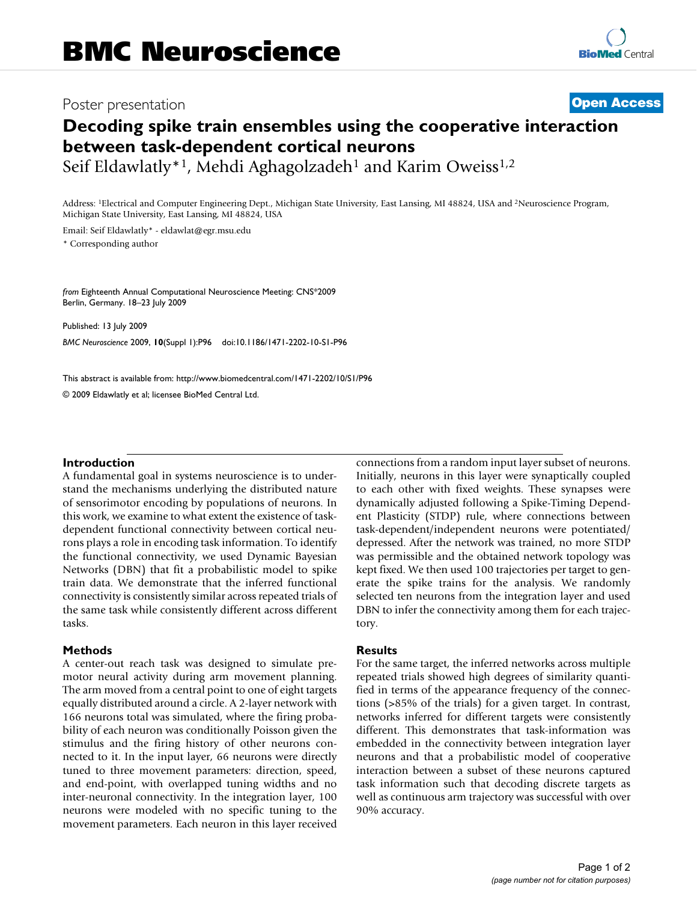# BMC Neuroscience

Poster presentation

**Open Access**

# Decoding spike train ensembles using the cooperative interaction between task-dependent cortical neurons

Seif Eldawlatly*[1], Mehdi Aghagolzadeh[1] and Karim Oweiss[1,2]

Address: [1]Electrical and Computer Engineering Dept., Michigan State University, East Lansing, MI 48824, USA and [2]Neuroscience Program, Michigan State University, East Lansing, MI 48824, USA

Email: Seif Eldawlatly* - eldawlat@egr.msu.edu

\* Corresponding author

*from* Eighteenth Annual Computational Neuroscience Meeting: CNS*2009
Berlin, Germany. 18–23 July 2009

Published: 13 July 2009

*BMC Neuroscience* 2009, **10**(Suppl 1):P96 doi:10.1186/1471-2202-10-S1-P96

This abstract is available from: http://www.biomedcentral.com/1471-2202/10/S1/P96

© 2009 Eldawlatly et al; licensee BioMed Central Ltd.

## Introduction

A fundamental goal in systems neuroscience is to understand the mechanisms underlying the distributed nature of sensorimotor encoding by populations of neurons. In this work, we examine to what extent the existence of task-dependent functional connectivity between cortical neurons plays a role in encoding task information. To identify the functional connectivity, we used Dynamic Bayesian Networks (DBN) that fit a probabilistic model to spike train data. We demonstrate that the inferred functional connectivity is consistently similar across repeated trials of the same task while consistently different across different tasks.

## Methods

A center-out reach task was designed to simulate premotor neural activity during arm movement planning. The arm moved from a central point to one of eight targets equally distributed around a circle. A 2-layer network with 166 neurons total was simulated, where the firing probability of each neuron was conditionally Poisson given the stimulus and the firing history of other neurons connected to it. In the input layer, 66 neurons were directly tuned to three movement parameters: direction, speed, and end-point, with overlapped tuning widths and no inter-neuronal connectivity. In the integration layer, 100 neurons were modeled with no specific tuning to the movement parameters. Each neuron in this layer received connections from a random input layer subset of neurons. Initially, neurons in this layer were synaptically coupled to each other with fixed weights. These synapses were dynamically adjusted following a Spike-Timing Dependent Plasticity (STDP) rule, where connections between task-dependent/independent neurons were potentiated/depressed. After the network was trained, no more STDP was permissible and the obtained network topology was kept fixed. We then used 100 trajectories per target to generate the spike trains for the analysis. We randomly selected ten neurons from the integration layer and used DBN to infer the connectivity among them for each trajectory.

## Results

For the same target, the inferred networks across multiple repeated trials showed high degrees of similarity quantified in terms of the appearance frequency of the connections (>85% of the trials) for a given target. In contrast, networks inferred for different targets were consistently different. This demonstrates that task-information was embedded in the connectivity between integration layer neurons and that a probabilistic model of cooperative interaction between a subset of these neurons captured task information such that decoding discrete targets as well as continuous arm trajectory was successful with over 90% accuracy.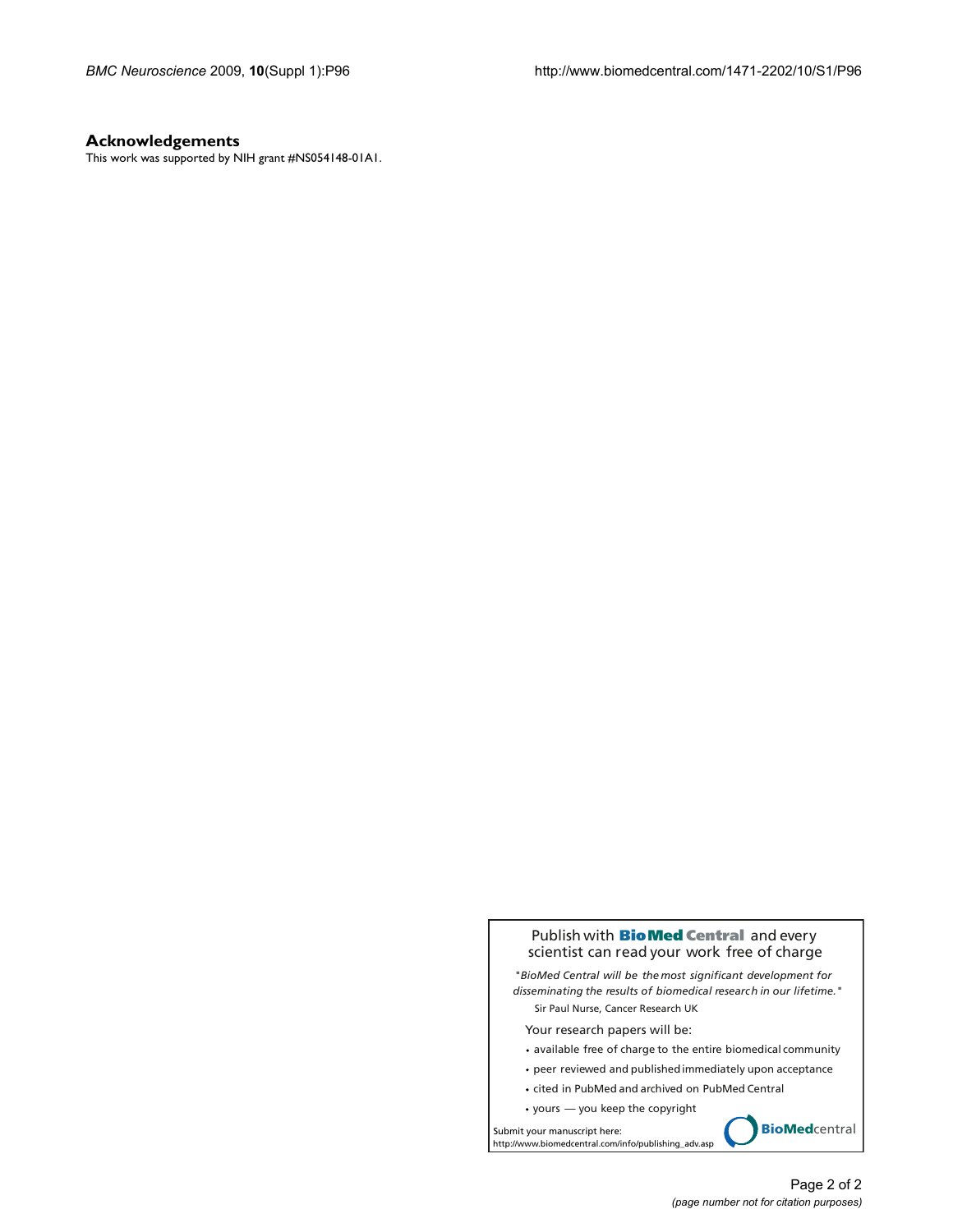### Acknowledgements

This work was supported by NIH grant #NS054148-01A1.

Publish with **BioMed Central** and every scientist can read your work free of charge

*"BioMed Central will be the most significant development for disseminating the results of biomedical research in our lifetime."*

Sir Paul Nurse, Cancer Research UK

Your research papers will be:

- available free of charge to the entire biomedical community
- peer reviewed and published immediately upon acceptance
- cited in PubMed and archived on PubMed Central
- yours — you keep the copyright

Submit your manuscript here:
http://www.biomedcentral.com/info/publishing_adv.asp

**BioMed**central